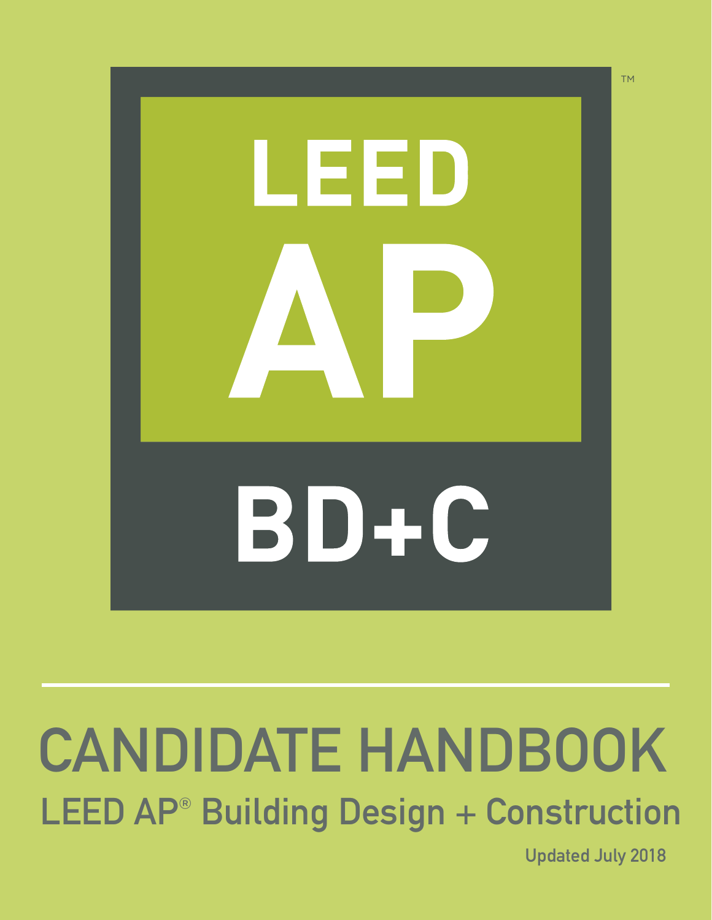# LEED AP™

## BD+C

# CANDIDATE HANDBOOK

## LEED AP® Building Design + Construction

Updated July 2018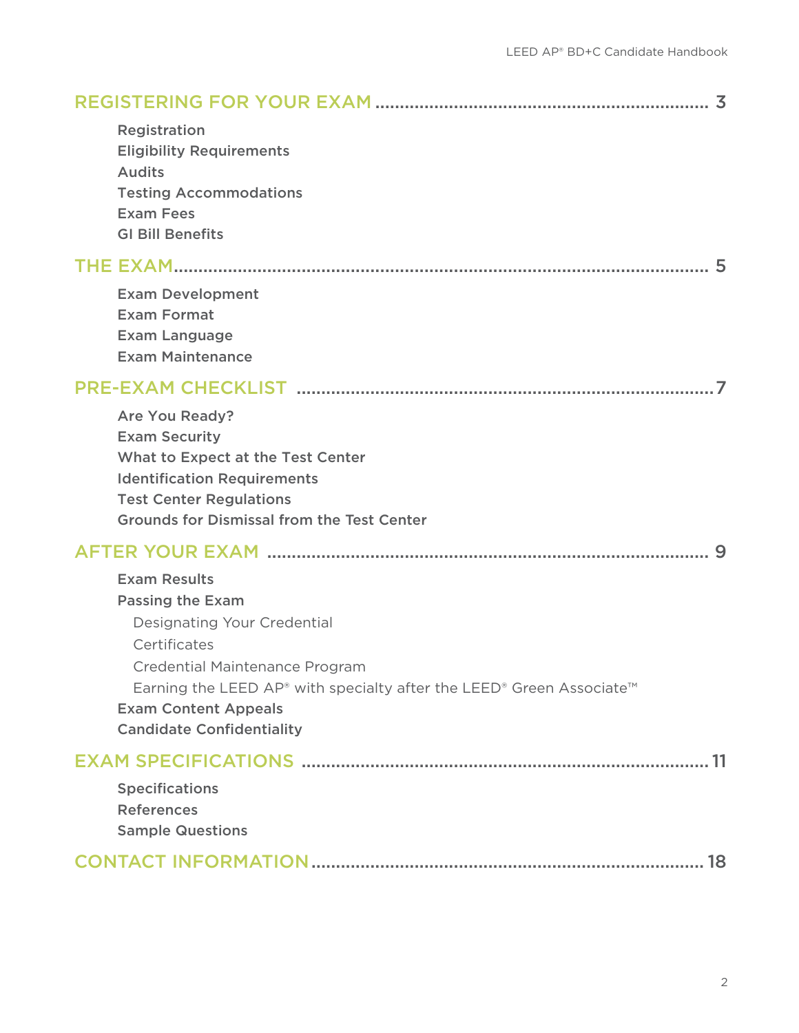## REGISTERING FOR YOUR EXAM .................................................................. 3

- Registration
- Eligibility Requirements
- Audits
- Testing Accommodations
- Exam Fees
- GI Bill Benefits

## THE EXAM.......................................................................................................... 5

- Exam Development
- Exam Format
- Exam Language
- Exam Maintenance

## PRE-EXAM CHECKLIST ......................................................................................7

- Are You Ready?
- Exam Security
- What to Expect at the Test Center
- Identification Requirements
- Test Center Regulations
- Grounds for Dismissal from the Test Center

## AFTER YOUR EXAM ......................................................................................... 9

- Exam Results
- Passing the Exam
  - Designating Your Credential
  - Certificates
  - Credential Maintenance Program
  - Earning the LEED AP® with specialty after the LEED® Green Associate™
- Exam Content Appeals
- Candidate Confidentiality

## EXAM SPECIFICATIONS .................................................................................. 11

- Specifications
- References
- Sample Questions

## CONTACT INFORMATION............................................................................... 18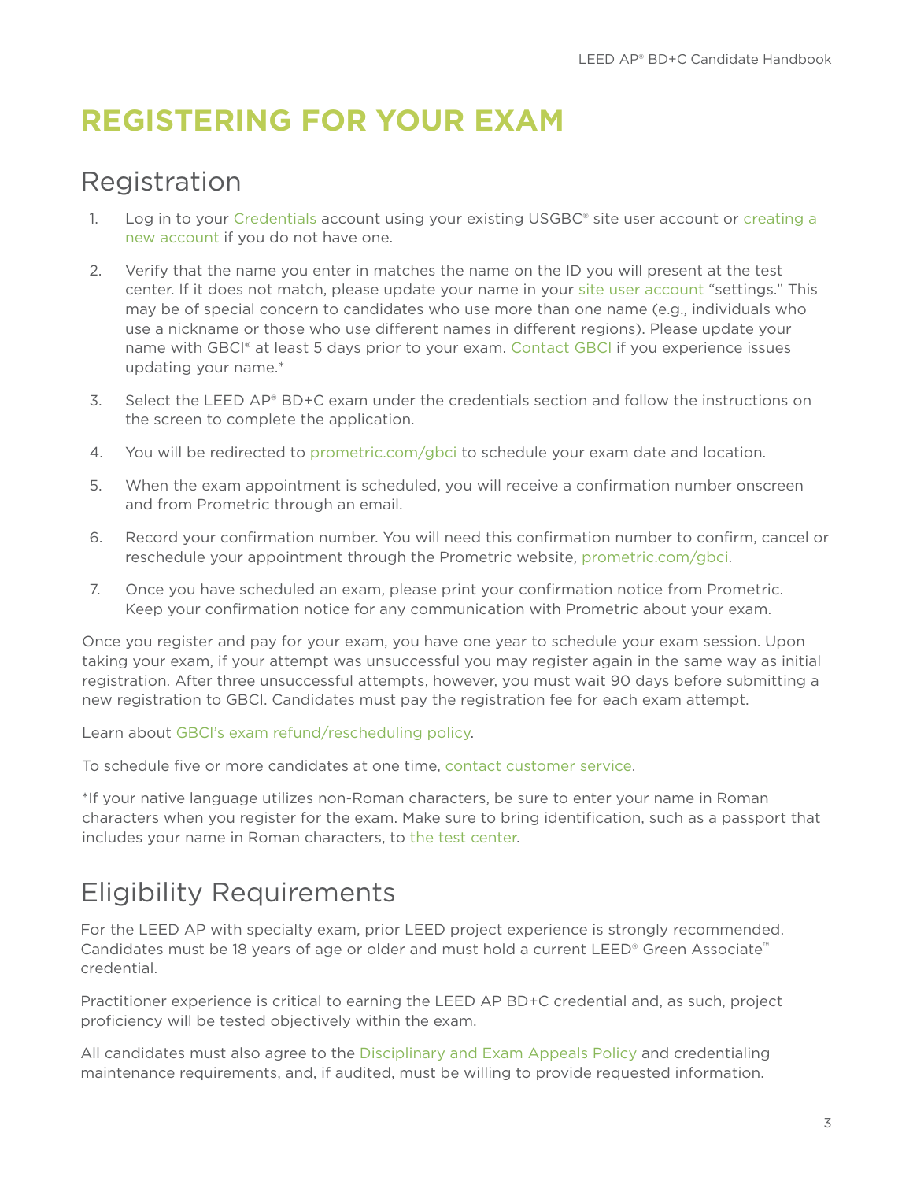# REGISTERING FOR YOUR EXAM

## Registration

1. Log in to your Credentials account using your existing USGBC® site user account or creating a new account if you do not have one.

2. Verify that the name you enter in matches the name on the ID you will present at the test center. If it does not match, please update your name in your site user account "settings." This may be of special concern to candidates who use more than one name (e.g., individuals who use a nickname or those who use different names in different regions). Please update your name with GBCI® at least 5 days prior to your exam. Contact GBCI if you experience issues updating your name.*

3. Select the LEED AP® BD+C exam under the credentials section and follow the instructions on the screen to complete the application.

4. You will be redirected to prometric.com/gbci to schedule your exam date and location.

5. When the exam appointment is scheduled, you will receive a confirmation number onscreen and from Prometric through an email.

6. Record your confirmation number. You will need this confirmation number to confirm, cancel or reschedule your appointment through the Prometric website, prometric.com/gbci.

7. Once you have scheduled an exam, please print your confirmation notice from Prometric. Keep your confirmation notice for any communication with Prometric about your exam.

Once you register and pay for your exam, you have one year to schedule your exam session. Upon taking your exam, if your attempt was unsuccessful you may register again in the same way as initial registration. After three unsuccessful attempts, however, you must wait 90 days before submitting a new registration to GBCI. Candidates must pay the registration fee for each exam attempt.

Learn about GBCI's exam refund/rescheduling policy.

To schedule five or more candidates at one time, contact customer service.

*If your native language utilizes non-Roman characters, be sure to enter your name in Roman characters when you register for the exam. Make sure to bring identification, such as a passport that includes your name in Roman characters, to the test center.

## Eligibility Requirements

For the LEED AP with specialty exam, prior LEED project experience is strongly recommended. Candidates must be 18 years of age or older and must hold a current LEED® Green Associate™ credential.

Practitioner experience is critical to earning the LEED AP BD+C credential and, as such, project proficiency will be tested objectively within the exam.

All candidates must also agree to the Disciplinary and Exam Appeals Policy and credentialing maintenance requirements, and, if audited, must be willing to provide requested information.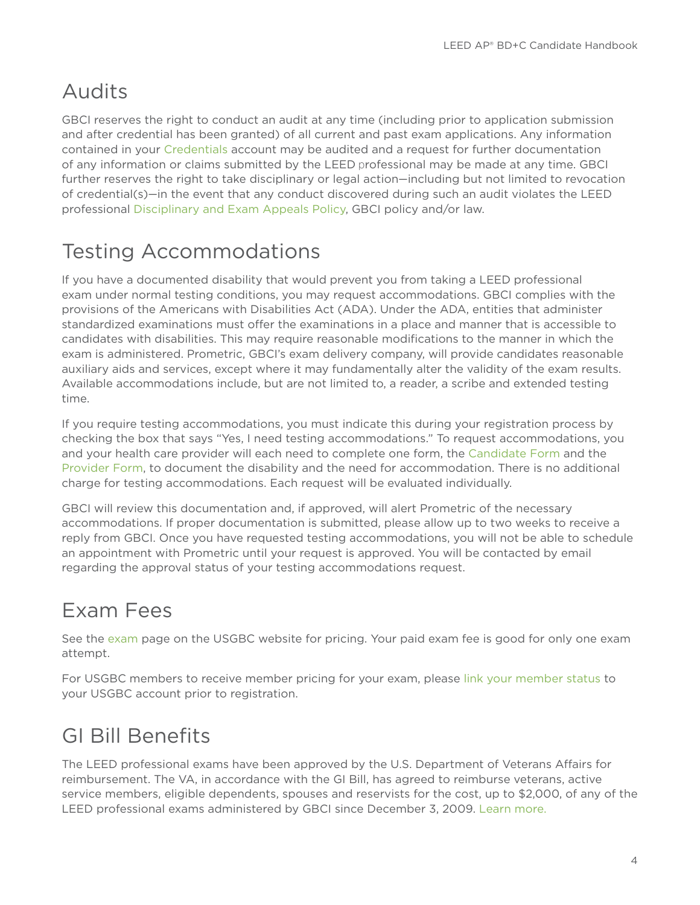## Audits

GBCI reserves the right to conduct an audit at any time (including prior to application submission and after credential has been granted) of all current and past exam applications. Any information contained in your Credentials account may be audited and a request for further documentation of any information or claims submitted by the LEED professional may be made at any time. GBCI further reserves the right to take disciplinary or legal action—including but not limited to revocation of credential(s)—in the event that any conduct discovered during such an audit violates the LEED professional Disciplinary and Exam Appeals Policy, GBCI policy and/or law.

## Testing Accommodations

If you have a documented disability that would prevent you from taking a LEED professional exam under normal testing conditions, you may request accommodations. GBCI complies with the provisions of the Americans with Disabilities Act (ADA). Under the ADA, entities that administer standardized examinations must offer the examinations in a place and manner that is accessible to candidates with disabilities. This may require reasonable modifications to the manner in which the exam is administered. Prometric, GBCI's exam delivery company, will provide candidates reasonable auxiliary aids and services, except where it may fundamentally alter the validity of the exam results. Available accommodations include, but are not limited to, a reader, a scribe and extended testing time.

If you require testing accommodations, you must indicate this during your registration process by checking the box that says "Yes, I need testing accommodations." To request accommodations, you and your health care provider will each need to complete one form, the Candidate Form and the Provider Form, to document the disability and the need for accommodation. There is no additional charge for testing accommodations. Each request will be evaluated individually.

GBCI will review this documentation and, if approved, will alert Prometric of the necessary accommodations. If proper documentation is submitted, please allow up to two weeks to receive a reply from GBCI. Once you have requested testing accommodations, you will not be able to schedule an appointment with Prometric until your request is approved. You will be contacted by email regarding the approval status of your testing accommodations request.

## Exam Fees

See the exam page on the USGBC website for pricing. Your paid exam fee is good for only one exam attempt.

For USGBC members to receive member pricing for your exam, please link your member status to your USGBC account prior to registration.

## GI Bill Benefits

The LEED professional exams have been approved by the U.S. Department of Veterans Affairs for reimbursement. The VA, in accordance with the GI Bill, has agreed to reimburse veterans, active service members, eligible dependents, spouses and reservists for the cost, up to $2,000, of any of the LEED professional exams administered by GBCI since December 3, 2009. Learn more.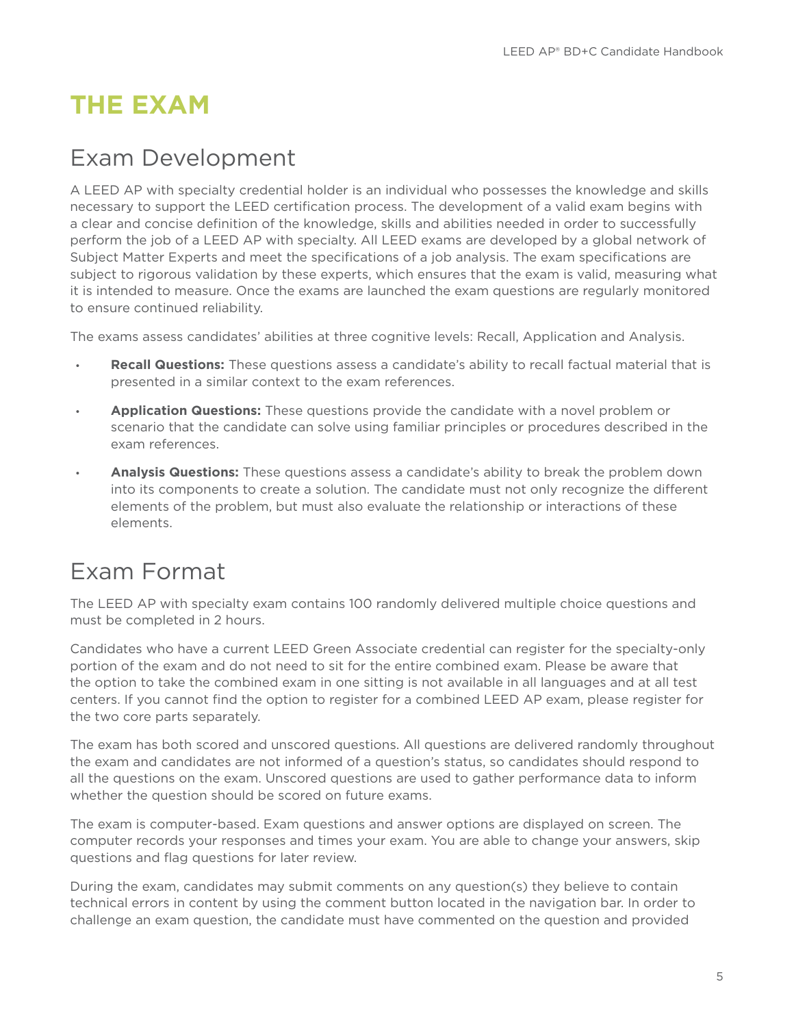# THE EXAM

## Exam Development

A LEED AP with specialty credential holder is an individual who possesses the knowledge and skills necessary to support the LEED certification process. The development of a valid exam begins with a clear and concise definition of the knowledge, skills and abilities needed in order to successfully perform the job of a LEED AP with specialty. All LEED exams are developed by a global network of Subject Matter Experts and meet the specifications of a job analysis. The exam specifications are subject to rigorous validation by these experts, which ensures that the exam is valid, measuring what it is intended to measure. Once the exams are launched the exam questions are regularly monitored to ensure continued reliability.

The exams assess candidates' abilities at three cognitive levels: Recall, Application and Analysis.

- **Recall Questions:** These questions assess a candidate's ability to recall factual material that is presented in a similar context to the exam references.
- **Application Questions:** These questions provide the candidate with a novel problem or scenario that the candidate can solve using familiar principles or procedures described in the exam references.
- **Analysis Questions:** These questions assess a candidate's ability to break the problem down into its components to create a solution. The candidate must not only recognize the different elements of the problem, but must also evaluate the relationship or interactions of these elements.

## Exam Format

The LEED AP with specialty exam contains 100 randomly delivered multiple choice questions and must be completed in 2 hours.

Candidates who have a current LEED Green Associate credential can register for the specialty-only portion of the exam and do not need to sit for the entire combined exam. Please be aware that the option to take the combined exam in one sitting is not available in all languages and at all test centers. If you cannot find the option to register for a combined LEED AP exam, please register for the two core parts separately.

The exam has both scored and unscored questions. All questions are delivered randomly throughout the exam and candidates are not informed of a question's status, so candidates should respond to all the questions on the exam. Unscored questions are used to gather performance data to inform whether the question should be scored on future exams.

The exam is computer-based. Exam questions and answer options are displayed on screen. The computer records your responses and times your exam. You are able to change your answers, skip questions and flag questions for later review.

During the exam, candidates may submit comments on any question(s) they believe to contain technical errors in content by using the comment button located in the navigation bar. In order to challenge an exam question, the candidate must have commented on the question and provided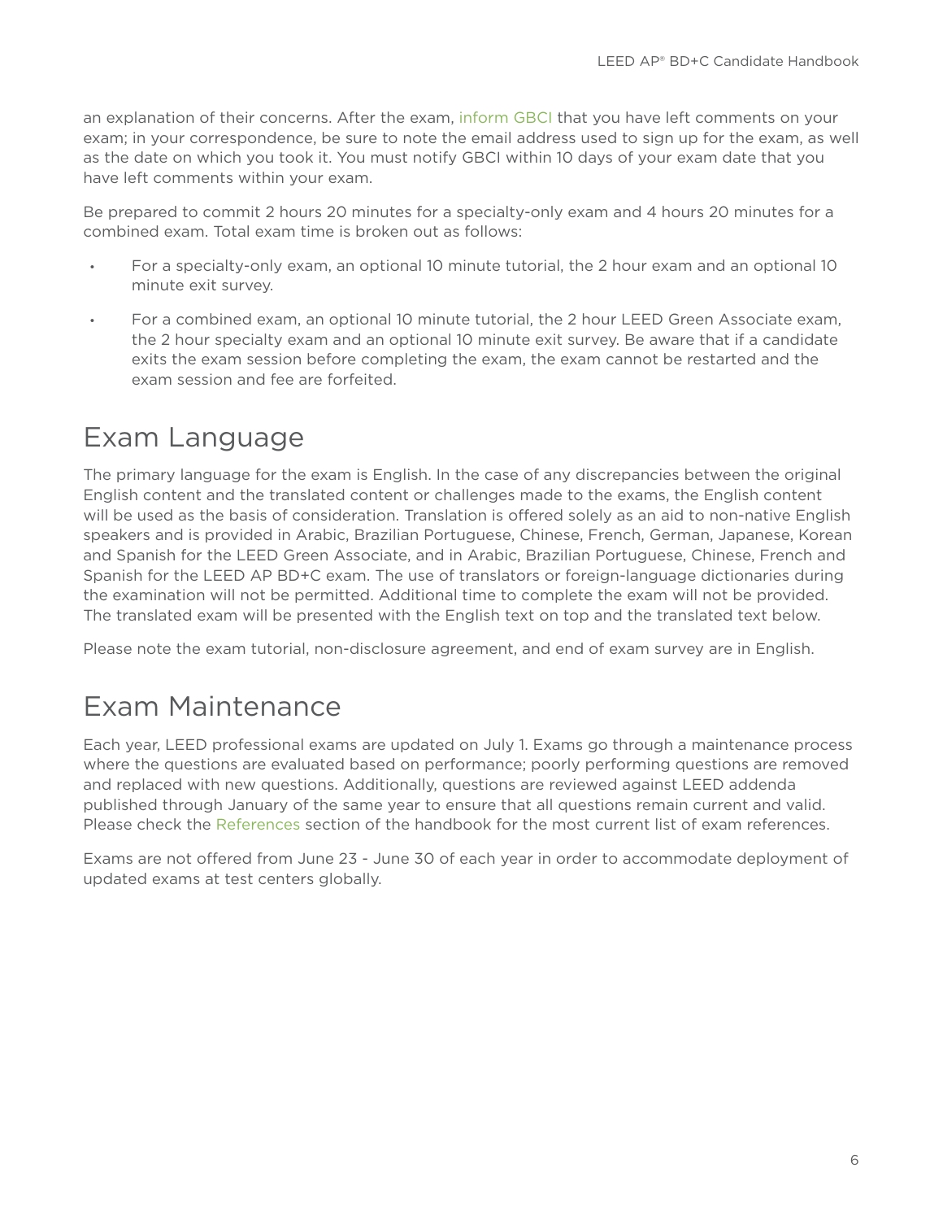an explanation of their concerns. After the exam, inform GBCI that you have left comments on your exam; in your correspondence, be sure to note the email address used to sign up for the exam, as well as the date on which you took it. You must notify GBCI within 10 days of your exam date that you have left comments within your exam.

Be prepared to commit 2 hours 20 minutes for a specialty-only exam and 4 hours 20 minutes for a combined exam. Total exam time is broken out as follows:

- For a specialty-only exam, an optional 10 minute tutorial, the 2 hour exam and an optional 10 minute exit survey.
- For a combined exam, an optional 10 minute tutorial, the 2 hour LEED Green Associate exam, the 2 hour specialty exam and an optional 10 minute exit survey. Be aware that if a candidate exits the exam session before completing the exam, the exam cannot be restarted and the exam session and fee are forfeited.

# Exam Language

The primary language for the exam is English. In the case of any discrepancies between the original English content and the translated content or challenges made to the exams, the English content will be used as the basis of consideration. Translation is offered solely as an aid to non-native English speakers and is provided in Arabic, Brazilian Portuguese, Chinese, French, German, Japanese, Korean and Spanish for the LEED Green Associate, and in Arabic, Brazilian Portuguese, Chinese, French and Spanish for the LEED AP BD+C exam. The use of translators or foreign-language dictionaries during the examination will not be permitted. Additional time to complete the exam will not be provided. The translated exam will be presented with the English text on top and the translated text below.

Please note the exam tutorial, non-disclosure agreement, and end of exam survey are in English.

# Exam Maintenance

Each year, LEED professional exams are updated on July 1. Exams go through a maintenance process where the questions are evaluated based on performance; poorly performing questions are removed and replaced with new questions. Additionally, questions are reviewed against LEED addenda published through January of the same year to ensure that all questions remain current and valid. Please check the References section of the handbook for the most current list of exam references.

Exams are not offered from June 23 - June 30 of each year in order to accommodate deployment of updated exams at test centers globally.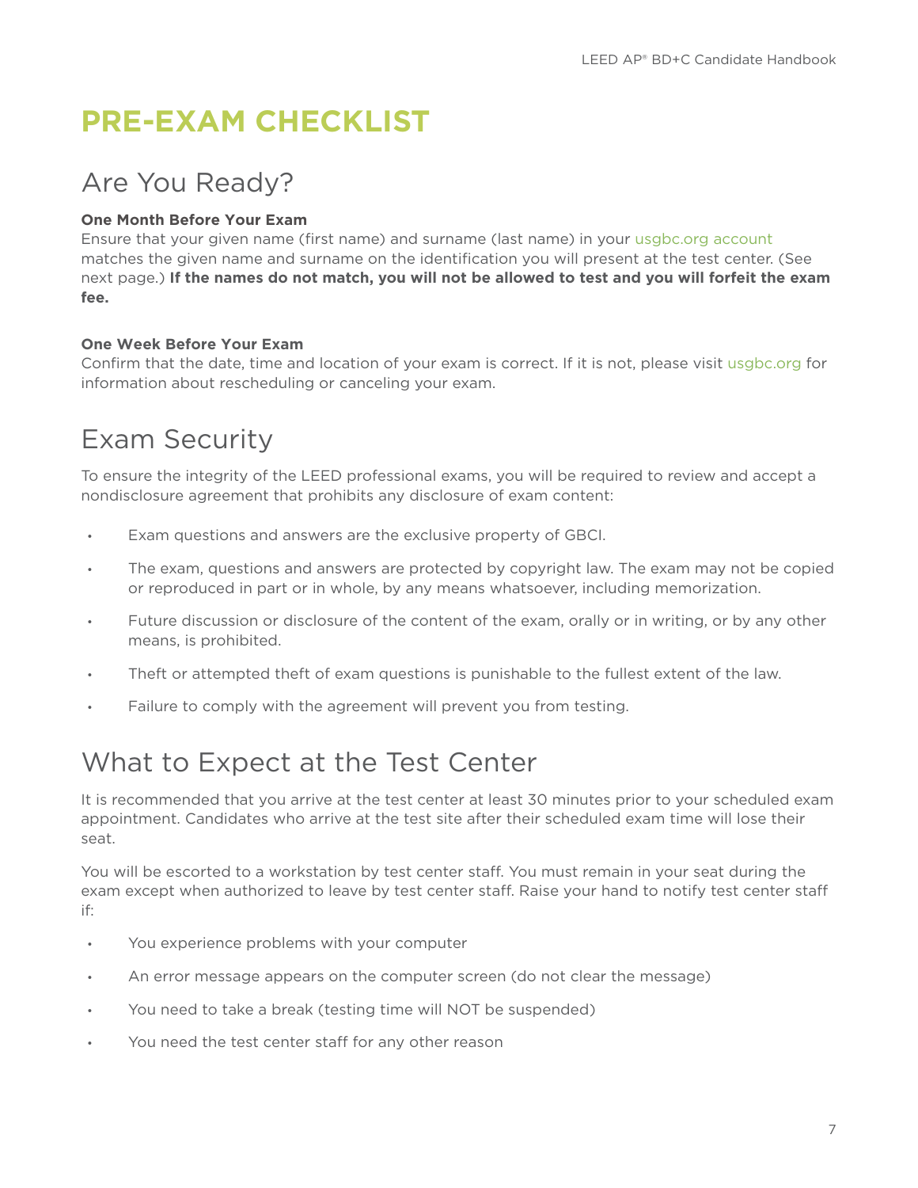# PRE-EXAM CHECKLIST

## Are You Ready?

**One Month Before Your Exam**
Ensure that your given name (first name) and surname (last name) in your usgbc.org account matches the given name and surname on the identification you will present at the test center. (See next page.) **If the names do not match, you will not be allowed to test and you will forfeit the exam fee.**

**One Week Before Your Exam**
Confirm that the date, time and location of your exam is correct. If it is not, please visit usgbc.org for information about rescheduling or canceling your exam.

## Exam Security

To ensure the integrity of the LEED professional exams, you will be required to review and accept a nondisclosure agreement that prohibits any disclosure of exam content:

- Exam questions and answers are the exclusive property of GBCI.
- The exam, questions and answers are protected by copyright law. The exam may not be copied or reproduced in part or in whole, by any means whatsoever, including memorization.
- Future discussion or disclosure of the content of the exam, orally or in writing, or by any other means, is prohibited.
- Theft or attempted theft of exam questions is punishable to the fullest extent of the law.
- Failure to comply with the agreement will prevent you from testing.

## What to Expect at the Test Center

It is recommended that you arrive at the test center at least 30 minutes prior to your scheduled exam appointment. Candidates who arrive at the test site after their scheduled exam time will lose their seat.

You will be escorted to a workstation by test center staff. You must remain in your seat during the exam except when authorized to leave by test center staff. Raise your hand to notify test center staff if:

- You experience problems with your computer
- An error message appears on the computer screen (do not clear the message)
- You need to take a break (testing time will NOT be suspended)
- You need the test center staff for any other reason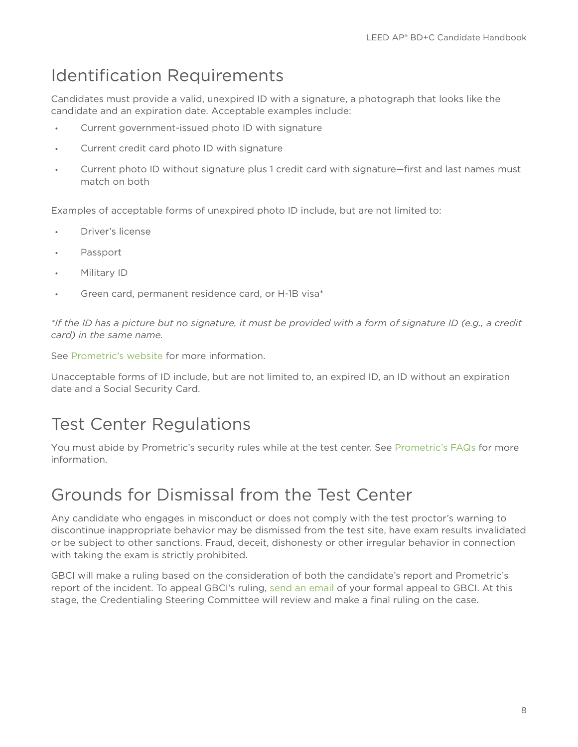## Identification Requirements

Candidates must provide a valid, unexpired ID with a signature, a photograph that looks like the candidate and an expiration date. Acceptable examples include:

- Current government-issued photo ID with signature
- Current credit card photo ID with signature
- Current photo ID without signature plus 1 credit card with signature—first and last names must match on both

Examples of acceptable forms of unexpired photo ID include, but are not limited to:

- Driver's license
- Passport
- Military ID
- Green card, permanent residence card, or H-1B visa*

*\*If the ID has a picture but no signature, it must be provided with a form of signature ID (e.g., a credit card) in the same name.*

See Prometric's website for more information.

Unacceptable forms of ID include, but are not limited to, an expired ID, an ID without an expiration date and a Social Security Card.

## Test Center Regulations

You must abide by Prometric's security rules while at the test center. See Prometric's FAQs for more information.

## Grounds for Dismissal from the Test Center

Any candidate who engages in misconduct or does not comply with the test proctor's warning to discontinue inappropriate behavior may be dismissed from the test site, have exam results invalidated or be subject to other sanctions. Fraud, deceit, dishonesty or other irregular behavior in connection with taking the exam is strictly prohibited.

GBCI will make a ruling based on the consideration of both the candidate's report and Prometric's report of the incident. To appeal GBCI's ruling, send an email of your formal appeal to GBCI. At this stage, the Credentialing Steering Committee will review and make a final ruling on the case.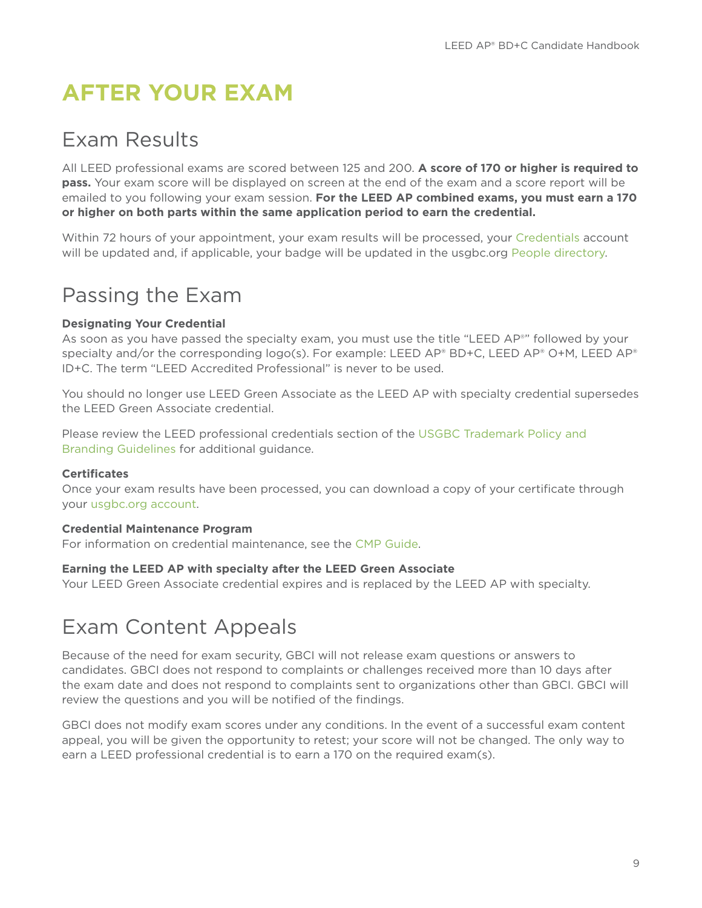# AFTER YOUR EXAM

## Exam Results

All LEED professional exams are scored between 125 and 200. **A score of 170 or higher is required to pass.** Your exam score will be displayed on screen at the end of the exam and a score report will be emailed to you following your exam session. **For the LEED AP combined exams, you must earn a 170 or higher on both parts within the same application period to earn the credential.**

Within 72 hours of your appointment, your exam results will be processed, your Credentials account will be updated and, if applicable, your badge will be updated in the usgbc.org People directory.

## Passing the Exam

**Designating Your Credential**
As soon as you have passed the specialty exam, you must use the title "LEED AP®" followed by your specialty and/or the corresponding logo(s). For example: LEED AP® BD+C, LEED AP® O+M, LEED AP® ID+C. The term "LEED Accredited Professional" is never to be used.

You should no longer use LEED Green Associate as the LEED AP with specialty credential supersedes the LEED Green Associate credential.

Please review the LEED professional credentials section of the USGBC Trademark Policy and Branding Guidelines for additional guidance.

**Certificates**
Once your exam results have been processed, you can download a copy of your certificate through your usgbc.org account.

**Credential Maintenance Program**
For information on credential maintenance, see the CMP Guide.

**Earning the LEED AP with specialty after the LEED Green Associate**
Your LEED Green Associate credential expires and is replaced by the LEED AP with specialty.

## Exam Content Appeals

Because of the need for exam security, GBCI will not release exam questions or answers to candidates. GBCI does not respond to complaints or challenges received more than 10 days after the exam date and does not respond to complaints sent to organizations other than GBCI. GBCI will review the questions and you will be notified of the findings.

GBCI does not modify exam scores under any conditions. In the event of a successful exam content appeal, you will be given the opportunity to retest; your score will not be changed. The only way to earn a LEED professional credential is to earn a 170 on the required exam(s).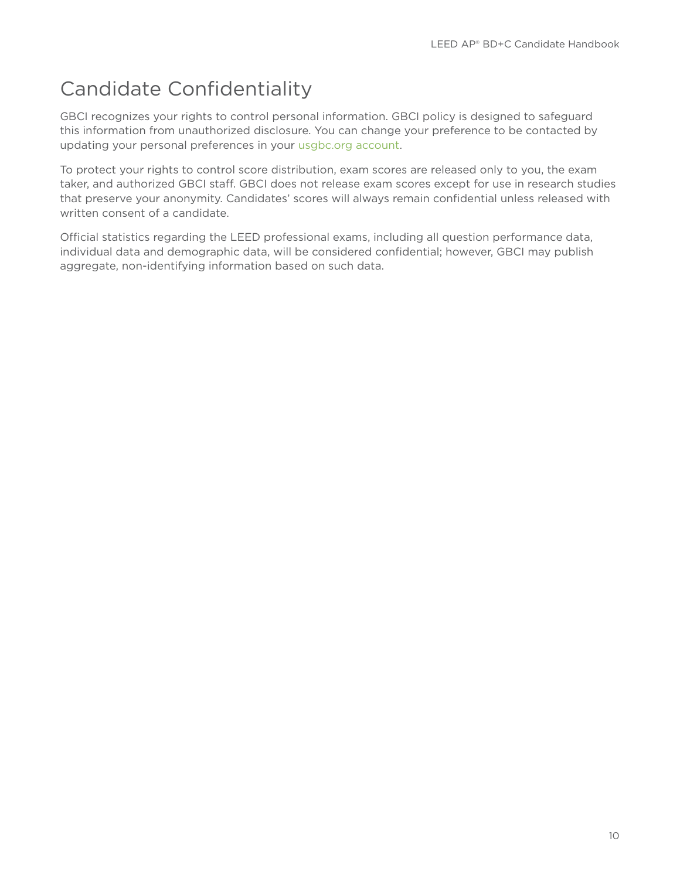# Candidate Confidentiality

GBCI recognizes your rights to control personal information. GBCI policy is designed to safeguard this information from unauthorized disclosure. You can change your preference to be contacted by updating your personal preferences in your usgbc.org account.

To protect your rights to control score distribution, exam scores are released only to you, the exam taker, and authorized GBCI staff. GBCI does not release exam scores except for use in research studies that preserve your anonymity. Candidates' scores will always remain confidential unless released with written consent of a candidate.

Official statistics regarding the LEED professional exams, including all question performance data, individual data and demographic data, will be considered confidential; however, GBCI may publish aggregate, non-identifying information based on such data.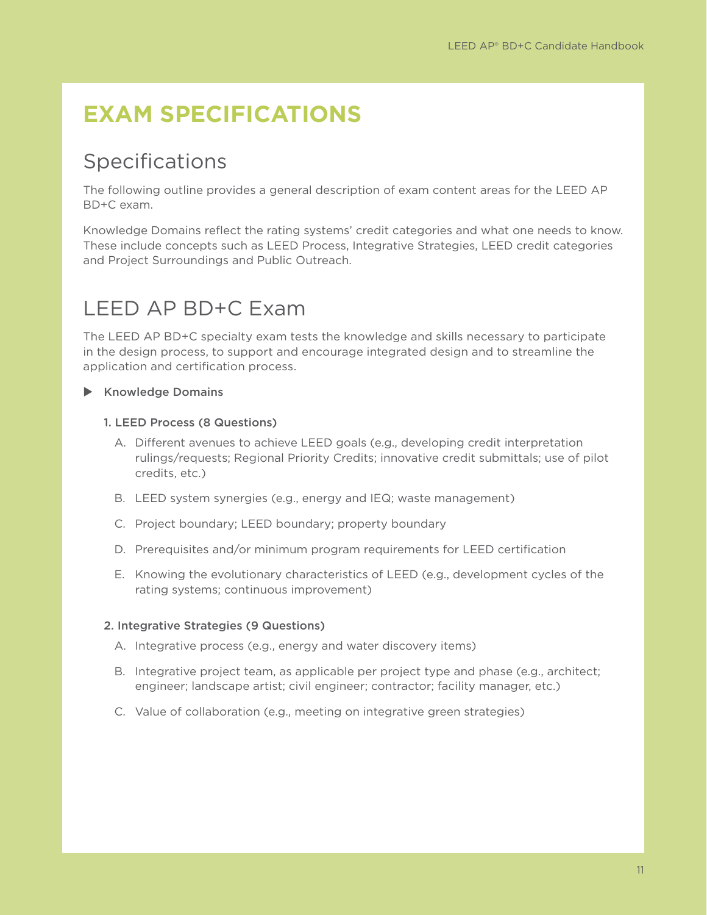# EXAM SPECIFICATIONS

## Specifications

The following outline provides a general description of exam content areas for the LEED AP BD+C exam.

Knowledge Domains reflect the rating systems' credit categories and what one needs to know. These include concepts such as LEED Process, Integrative Strategies, LEED credit categories and Project Surroundings and Public Outreach.

## LEED AP BD+C Exam

The LEED AP BD+C specialty exam tests the knowledge and skills necessary to participate in the design process, to support and encourage integrated design and to streamline the application and certification process.

- **Knowledge Domains**

**1. LEED Process (8 Questions)**

A. Different avenues to achieve LEED goals (e.g., developing credit interpretation rulings/requests; Regional Priority Credits; innovative credit submittals; use of pilot credits, etc.)

B. LEED system synergies (e.g., energy and IEQ; waste management)

C. Project boundary; LEED boundary; property boundary

D. Prerequisites and/or minimum program requirements for LEED certification

E. Knowing the evolutionary characteristics of LEED (e.g., development cycles of the rating systems; continuous improvement)

**2. Integrative Strategies (9 Questions)**

A. Integrative process (e.g., energy and water discovery items)

B. Integrative project team, as applicable per project type and phase (e.g., architect; engineer; landscape artist; civil engineer; contractor; facility manager, etc.)

C. Value of collaboration (e.g., meeting on integrative green strategies)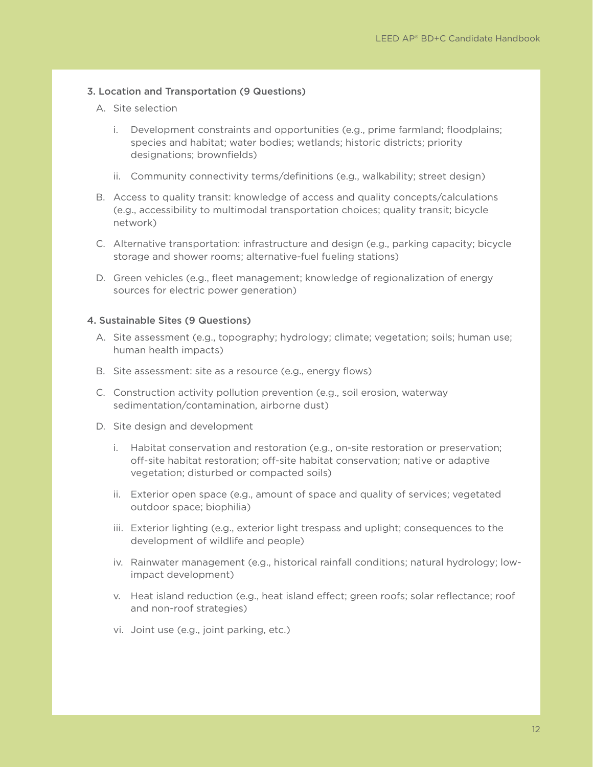### 3. Location and Transportation (9 Questions)

A. Site selection

   i. Development constraints and opportunities (e.g., prime farmland; floodplains; species and habitat; water bodies; wetlands; historic districts; priority designations; brownfields)

   ii. Community connectivity terms/definitions (e.g., walkability; street design)

B. Access to quality transit: knowledge of access and quality concepts/calculations (e.g., accessibility to multimodal transportation choices; quality transit; bicycle network)

C. Alternative transportation: infrastructure and design (e.g., parking capacity; bicycle storage and shower rooms; alternative-fuel fueling stations)

D. Green vehicles (e.g., fleet management; knowledge of regionalization of energy sources for electric power generation)

### 4. Sustainable Sites (9 Questions)

A. Site assessment (e.g., topography; hydrology; climate; vegetation; soils; human use; human health impacts)

B. Site assessment: site as a resource (e.g., energy flows)

C. Construction activity pollution prevention (e.g., soil erosion, waterway sedimentation/contamination, airborne dust)

D. Site design and development

   i. Habitat conservation and restoration (e.g., on-site restoration or preservation; off-site habitat restoration; off-site habitat conservation; native or adaptive vegetation; disturbed or compacted soils)

   ii. Exterior open space (e.g., amount of space and quality of services; vegetated outdoor space; biophilia)

   iii. Exterior lighting (e.g., exterior light trespass and uplight; consequences to the development of wildlife and people)

   iv. Rainwater management (e.g., historical rainfall conditions; natural hydrology; low-impact development)

   v. Heat island reduction (e.g., heat island effect; green roofs; solar reflectance; roof and non-roof strategies)

   vi. Joint use (e.g., joint parking, etc.)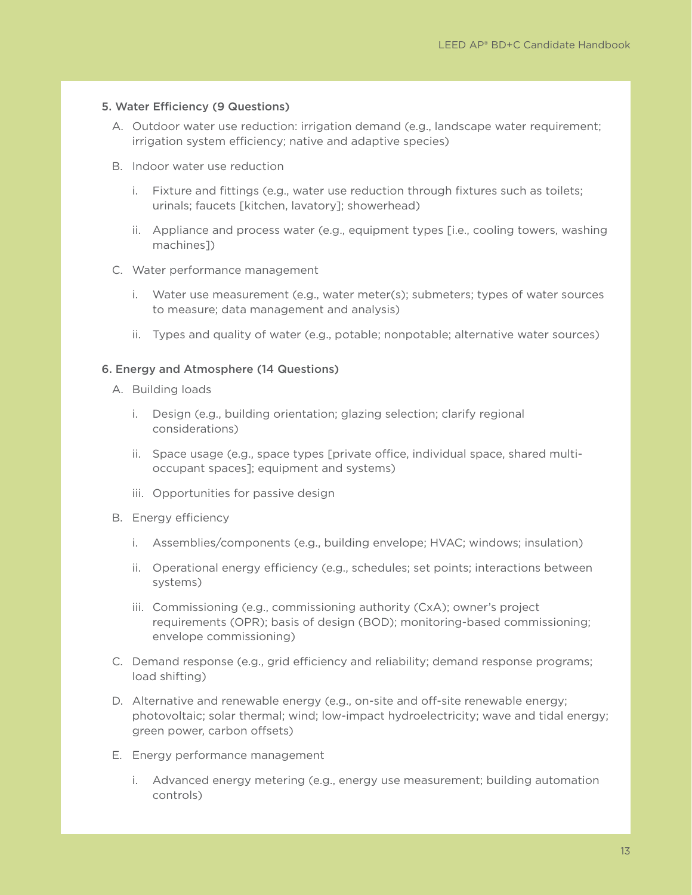**5. Water Efficiency (9 Questions)**

A. Outdoor water use reduction: irrigation demand (e.g., landscape water requirement; irrigation system efficiency; native and adaptive species)

B. Indoor water use reduction

   i. Fixture and fittings (e.g., water use reduction through fixtures such as toilets; urinals; faucets [kitchen, lavatory]; showerhead)

   ii. Appliance and process water (e.g., equipment types [i.e., cooling towers, washing machines])

C. Water performance management

   i. Water use measurement (e.g., water meter(s); submeters; types of water sources to measure; data management and analysis)

   ii. Types and quality of water (e.g., potable; nonpotable; alternative water sources)

**6. Energy and Atmosphere (14 Questions)**

A. Building loads

   i. Design (e.g., building orientation; glazing selection; clarify regional considerations)

   ii. Space usage (e.g., space types [private office, individual space, shared multi-occupant spaces]; equipment and systems)

   iii. Opportunities for passive design

B. Energy efficiency

   i. Assemblies/components (e.g., building envelope; HVAC; windows; insulation)

   ii. Operational energy efficiency (e.g., schedules; set points; interactions between systems)

   iii. Commissioning (e.g., commissioning authority (CxA); owner's project requirements (OPR); basis of design (BOD); monitoring-based commissioning; envelope commissioning)

C. Demand response (e.g., grid efficiency and reliability; demand response programs; load shifting)

D. Alternative and renewable energy (e.g., on-site and off-site renewable energy; photovoltaic; solar thermal; wind; low-impact hydroelectricity; wave and tidal energy; green power, carbon offsets)

E. Energy performance management

   i. Advanced energy metering (e.g., energy use measurement; building automation controls)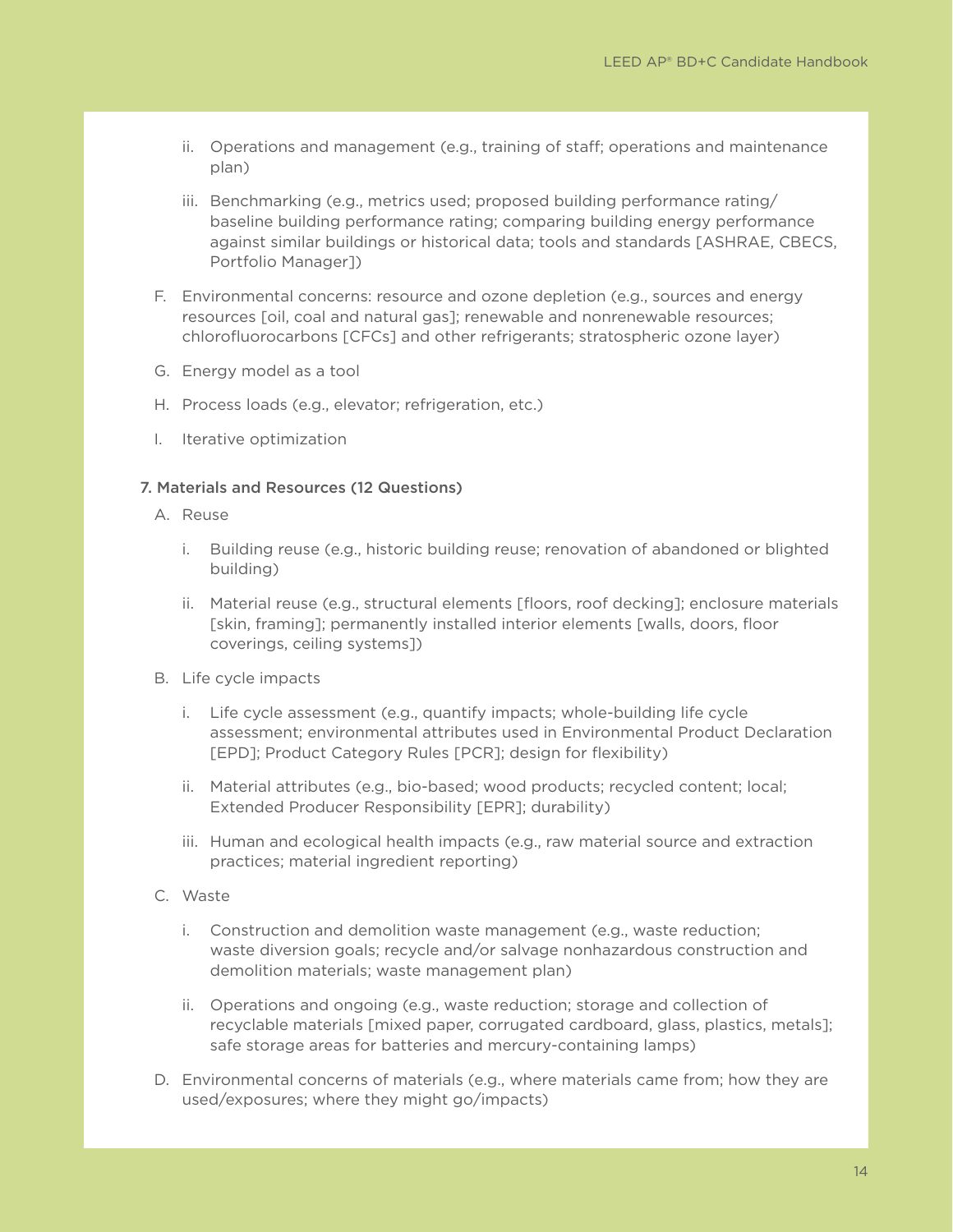- ii. Operations and management (e.g., training of staff; operations and maintenance plan)
   - iii. Benchmarking (e.g., metrics used; proposed building performance rating/ baseline building performance rating; comparing building energy performance against similar buildings or historical data; tools and standards [ASHRAE, CBECS, Portfolio Manager])

- F. Environmental concerns: resource and ozone depletion (e.g., sources and energy resources [oil, coal and natural gas]; renewable and nonrenewable resources; chlorofluorocarbons [CFCs] and other refrigerants; stratospheric ozone layer)
- G. Energy model as a tool
- H. Process loads (e.g., elevator; refrigeration, etc.)
- I. Iterative optimization

**7. Materials and Resources (12 Questions)**

- A. Reuse
   - i. Building reuse (e.g., historic building reuse; renovation of abandoned or blighted building)
   - ii. Material reuse (e.g., structural elements [floors, roof decking]; enclosure materials [skin, framing]; permanently installed interior elements [walls, doors, floor coverings, ceiling systems])
- B. Life cycle impacts
   - i. Life cycle assessment (e.g., quantify impacts; whole-building life cycle assessment; environmental attributes used in Environmental Product Declaration [EPD]; Product Category Rules [PCR]; design for flexibility)
   - ii. Material attributes (e.g., bio-based; wood products; recycled content; local; Extended Producer Responsibility [EPR]; durability)
   - iii. Human and ecological health impacts (e.g., raw material source and extraction practices; material ingredient reporting)
- C. Waste
   - i. Construction and demolition waste management (e.g., waste reduction; waste diversion goals; recycle and/or salvage nonhazardous construction and demolition materials; waste management plan)
   - ii. Operations and ongoing (e.g., waste reduction; storage and collection of recyclable materials [mixed paper, corrugated cardboard, glass, plastics, metals]; safe storage areas for batteries and mercury-containing lamps)
- D. Environmental concerns of materials (e.g., where materials came from; how they are used/exposures; where they might go/impacts)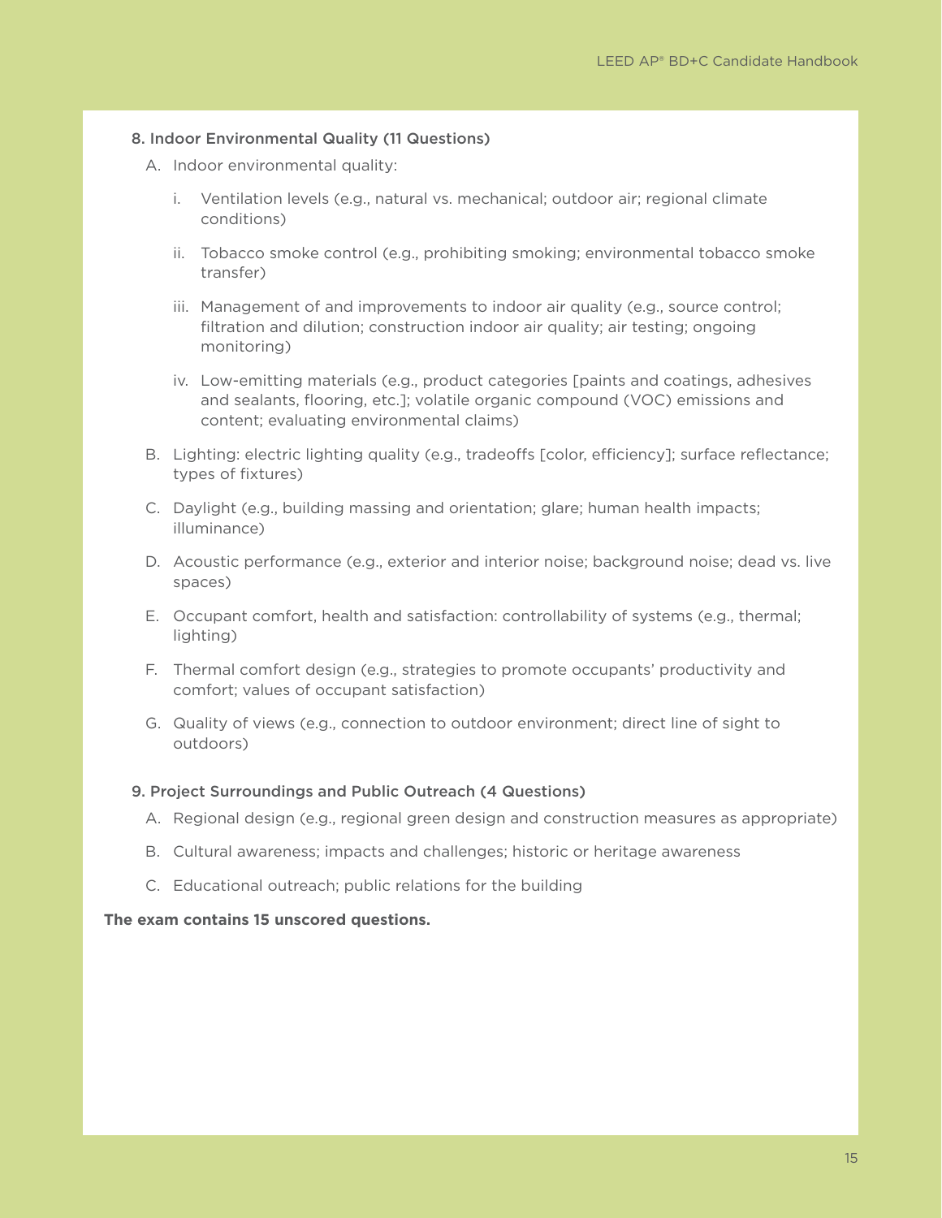### 8. Indoor Environmental Quality (11 Questions)

A. Indoor environmental quality:

   i. Ventilation levels (e.g., natural vs. mechanical; outdoor air; regional climate conditions)

   ii. Tobacco smoke control (e.g., prohibiting smoking; environmental tobacco smoke transfer)

   iii. Management of and improvements to indoor air quality (e.g., source control; filtration and dilution; construction indoor air quality; air testing; ongoing monitoring)

   iv. Low-emitting materials (e.g., product categories [paints and coatings, adhesives and sealants, flooring, etc.]; volatile organic compound (VOC) emissions and content; evaluating environmental claims)

B. Lighting: electric lighting quality (e.g., tradeoffs [color, efficiency]; surface reflectance; types of fixtures)

C. Daylight (e.g., building massing and orientation; glare; human health impacts; illuminance)

D. Acoustic performance (e.g., exterior and interior noise; background noise; dead vs. live spaces)

E. Occupant comfort, health and satisfaction: controllability of systems (e.g., thermal; lighting)

F. Thermal comfort design (e.g., strategies to promote occupants' productivity and comfort; values of occupant satisfaction)

G. Quality of views (e.g., connection to outdoor environment; direct line of sight to outdoors)

### 9. Project Surroundings and Public Outreach (4 Questions)

A. Regional design (e.g., regional green design and construction measures as appropriate)

B. Cultural awareness; impacts and challenges; historic or heritage awareness

C. Educational outreach; public relations for the building

**The exam contains 15 unscored questions.**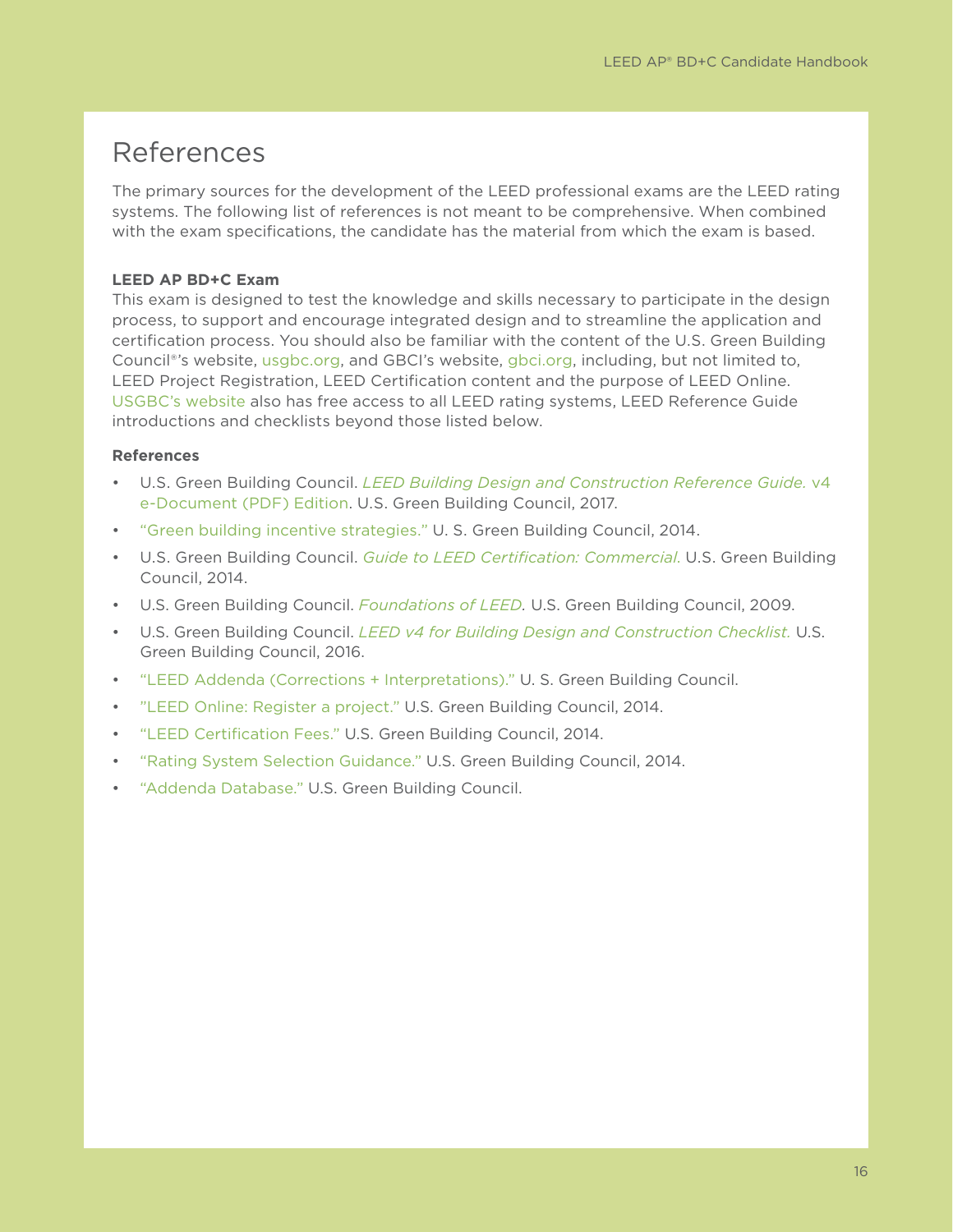# References

The primary sources for the development of the LEED professional exams are the LEED rating systems. The following list of references is not meant to be comprehensive. When combined with the exam specifications, the candidate has the material from which the exam is based.

**LEED AP BD+C Exam**

This exam is designed to test the knowledge and skills necessary to participate in the design process, to support and encourage integrated design and to streamline the application and certification process. You should also be familiar with the content of the U.S. Green Building Council®'s website, usgbc.org, and GBCI's website, gbci.org, including, but not limited to, LEED Project Registration, LEED Certification content and the purpose of LEED Online. USGBC's website also has free access to all LEED rating systems, LEED Reference Guide introductions and checklists beyond those listed below.

**References**

- U.S. Green Building Council. *LEED Building Design and Construction Reference Guide.* v4 e-Document (PDF) Edition. U.S. Green Building Council, 2017.
- "Green building incentive strategies." U. S. Green Building Council, 2014.
- U.S. Green Building Council. *Guide to LEED Certification: Commercial.* U.S. Green Building Council, 2014.
- U.S. Green Building Council. *Foundations of LEED.* U.S. Green Building Council, 2009.
- U.S. Green Building Council. *LEED v4 for Building Design and Construction Checklist.* U.S. Green Building Council, 2016.
- "LEED Addenda (Corrections + Interpretations)." U. S. Green Building Council.
- "LEED Online: Register a project." U.S. Green Building Council, 2014.
- "LEED Certification Fees." U.S. Green Building Council, 2014.
- "Rating System Selection Guidance." U.S. Green Building Council, 2014.
- "Addenda Database." U.S. Green Building Council.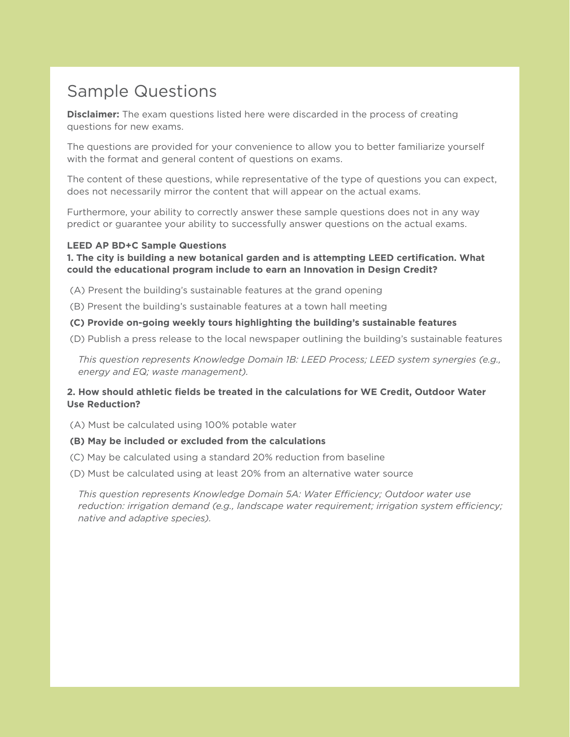# Sample Questions

**Disclaimer:** The exam questions listed here were discarded in the process of creating questions for new exams.

The questions are provided for your convenience to allow you to better familiarize yourself with the format and general content of questions on exams.

The content of these questions, while representative of the type of questions you can expect, does not necessarily mirror the content that will appear on the actual exams.

Furthermore, your ability to correctly answer these sample questions does not in any way predict or guarantee your ability to successfully answer questions on the actual exams.

**LEED AP BD+C Sample Questions**

**1. The city is building a new botanical garden and is attempting LEED certification. What could the educational program include to earn an Innovation in Design Credit?**

(A) Present the building's sustainable features at the grand opening

(B) Present the building's sustainable features at a town hall meeting

**(C) Provide on-going weekly tours highlighting the building's sustainable features**

(D) Publish a press release to the local newspaper outlining the building's sustainable features

*This question represents Knowledge Domain 1B: LEED Process; LEED system synergies (e.g., energy and EQ; waste management).*

**2. How should athletic fields be treated in the calculations for WE Credit, Outdoor Water Use Reduction?**

(A) Must be calculated using 100% potable water

**(B) May be included or excluded from the calculations**

(C) May be calculated using a standard 20% reduction from baseline

(D) Must be calculated using at least 20% from an alternative water source

*This question represents Knowledge Domain 5A: Water Efficiency; Outdoor water use reduction: irrigation demand (e.g., landscape water requirement; irrigation system efficiency; native and adaptive species).*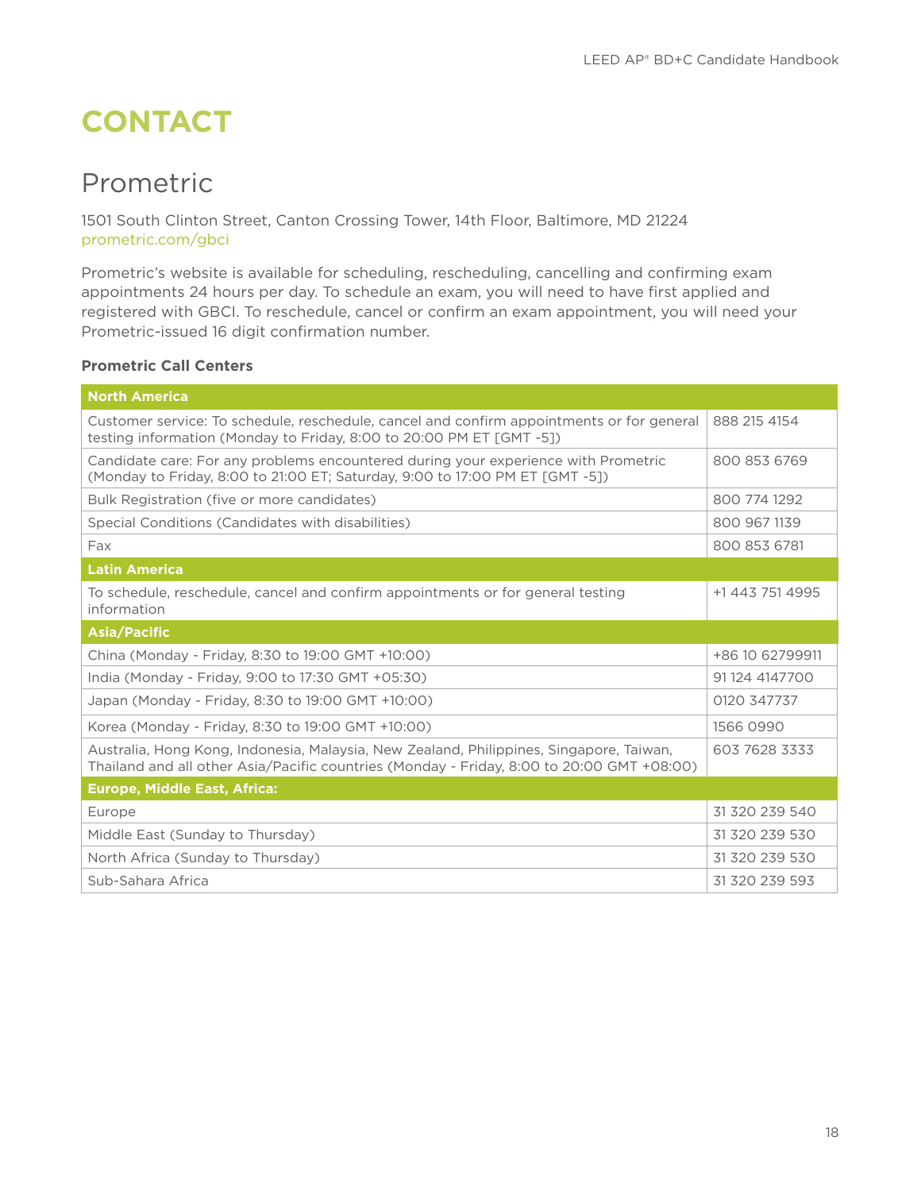# CONTACT

## Prometric

1501 South Clinton Street, Canton Crossing Tower, 14th Floor, Baltimore, MD 21224
prometric.com/gbci

Prometric's website is available for scheduling, rescheduling, cancelling and confirming exam appointments 24 hours per day. To schedule an exam, you will need to have first applied and registered with GBCI. To reschedule, cancel or confirm an exam appointment, you will need your Prometric-issued 16 digit confirmation number.

**Prometric Call Centers**

| **North America** | |
|---|---|
| Customer service: To schedule, reschedule, cancel and confirm appointments or for general testing information (Monday to Friday, 8:00 to 20:00 PM ET [GMT -5]) | 888 215 4154 |
| Candidate care: For any problems encountered during your experience with Prometric (Monday to Friday, 8:00 to 21:00 ET; Saturday, 9:00 to 17:00 PM ET [GMT -5]) | 800 853 6769 |
| Bulk Registration (five or more candidates) | 800 774 1292 |
| Special Conditions (Candidates with disabilities) | 800 967 1139 |
| Fax | 800 853 6781 |
| **Latin America** | |
| To schedule, reschedule, cancel and confirm appointments or for general testing information | +1 443 751 4995 |
| **Asia/Pacific** | |
| China (Monday - Friday, 8:30 to 19:00 GMT +10:00) | +86 10 62799911 |
| India (Monday - Friday, 9:00 to 17:30 GMT +05:30) | 91 124 4147700 |
| Japan (Monday - Friday, 8:30 to 19:00 GMT +10:00) | 0120 347737 |
| Korea (Monday - Friday, 8:30 to 19:00 GMT +10:00) | 1566 0990 |
| Australia, Hong Kong, Indonesia, Malaysia, New Zealand, Philippines, Singapore, Taiwan, Thailand and all other Asia/Pacific countries (Monday - Friday, 8:00 to 20:00 GMT +08:00) | 603 7628 3333 |
| **Europe, Middle East, Africa:** | |
| Europe | 31 320 239 540 |
| Middle East (Sunday to Thursday) | 31 320 239 530 |
| North Africa (Sunday to Thursday) | 31 320 239 530 |
| Sub-Sahara Africa | 31 320 239 593 |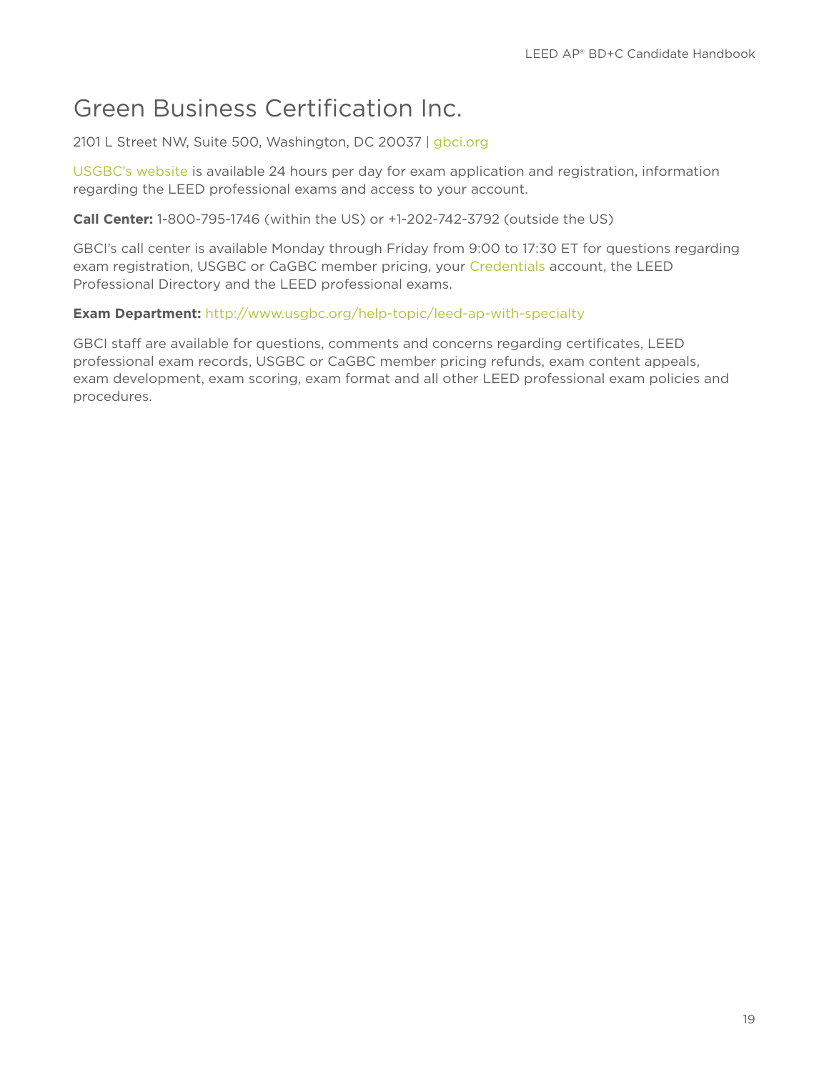# Green Business Certification Inc.

2101 L Street NW, Suite 500, Washington, DC 20037 | gbci.org

USGBC's website is available 24 hours per day for exam application and registration, information regarding the LEED professional exams and access to your account.

**Call Center:** 1-800-795-1746 (within the US) or +1-202-742-3792 (outside the US)

GBCI's call center is available Monday through Friday from 9:00 to 17:30 ET for questions regarding exam registration, USGBC or CaGBC member pricing, your Credentials account, the LEED Professional Directory and the LEED professional exams.

**Exam Department:** http://www.usgbc.org/help-topic/leed-ap-with-specialty

GBCI staff are available for questions, comments and concerns regarding certificates, LEED professional exam records, USGBC or CaGBC member pricing refunds, exam content appeals, exam development, exam scoring, exam format and all other LEED professional exam policies and procedures.